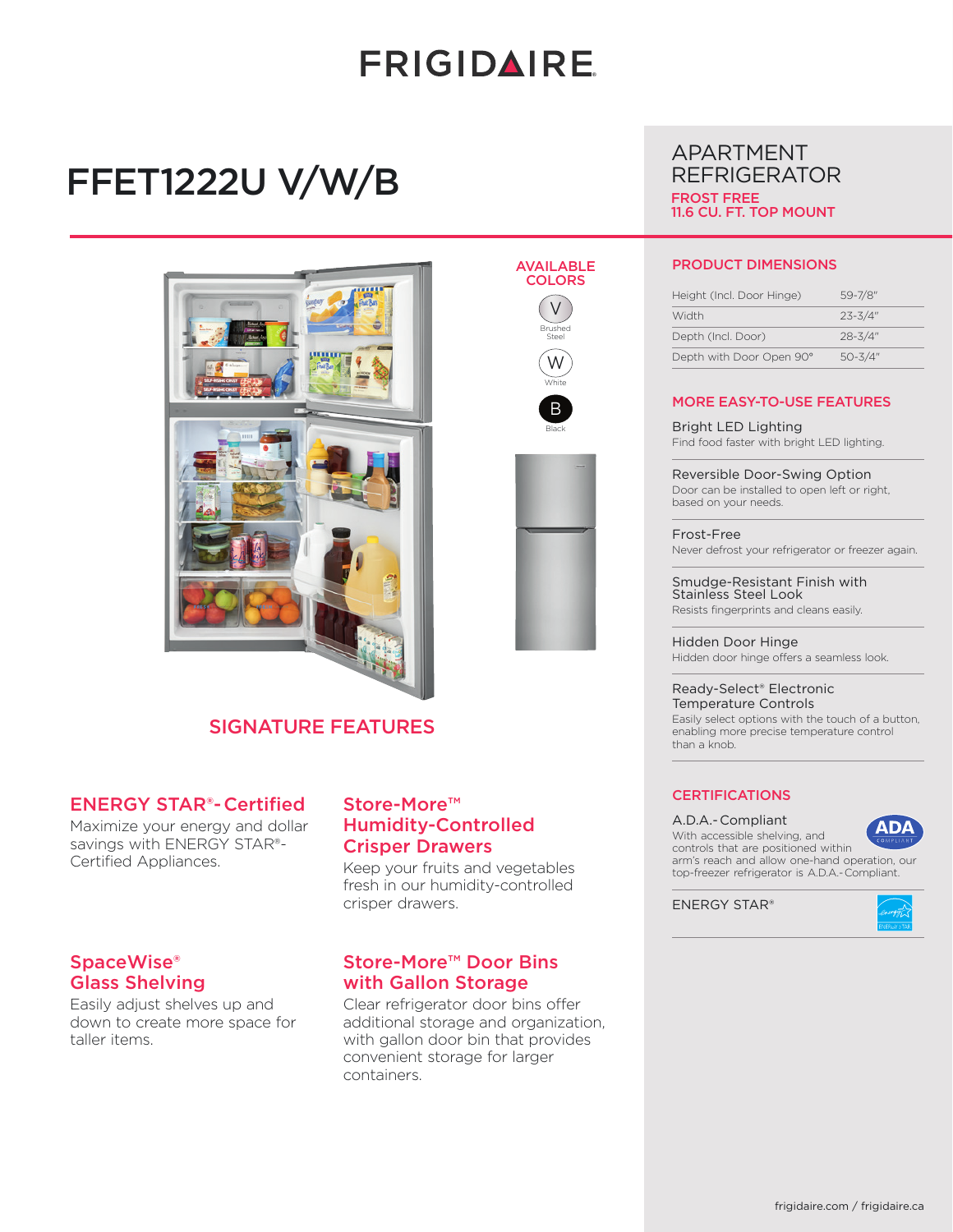# FRIGIDAIRE

# FFET1222U V/W/B

## APARTMENT REFRIGERATOR

**FROST FREE**
**11.6 CU. FT. TOP MOUNT**

### AVAILABLE COLORS

- V – Brushed Steel
- W – White
- B – Black

## SIGNATURE FEATURES

### ENERGY STAR®-Certified

Maximize your energy and dollar savings with ENERGY STAR®-Certified Appliances.

### Store-More™ Humidity-Controlled Crisper Drawers

Keep your fruits and vegetables fresh in our humidity-controlled crisper drawers.

### SpaceWise® Glass Shelving

Easily adjust shelves up and down to create more space for taller items.

### Store-More™ Door Bins with Gallon Storage

Clear refrigerator door bins offer additional storage and organization, with gallon door bin that provides convenient storage for larger containers.

## PRODUCT DIMENSIONS

| | |
|---|---|
| Height (Incl. Door Hinge) | 59-7/8" |
| Width | 23-3/4" |
| Depth (Incl. Door) | 28-3/4" |
| Depth with Door Open 90° | 50-3/4" |

## MORE EASY-TO-USE FEATURES

**Bright LED Lighting**
Find food faster with bright LED lighting.

**Reversible Door-Swing Option**
Door can be installed to open left or right, based on your needs.

**Frost-Free**
Never defrost your refrigerator or freezer again.

**Smudge-Resistant Finish with Stainless Steel Look**
Resists fingerprints and cleans easily.

**Hidden Door Hinge**
Hidden door hinge offers a seamless look.

**Ready-Select® Electronic Temperature Controls**
Easily select options with the touch of a button, enabling more precise temperature control than a knob.

## CERTIFICATIONS

**A.D.A.-Compliant**
With accessible shelving, and controls that are positioned within arm's reach and allow one-hand operation, our top-freezer refrigerator is A.D.A.-Compliant.

**ENERGY STAR®**

frigidaire.com / frigidaire.ca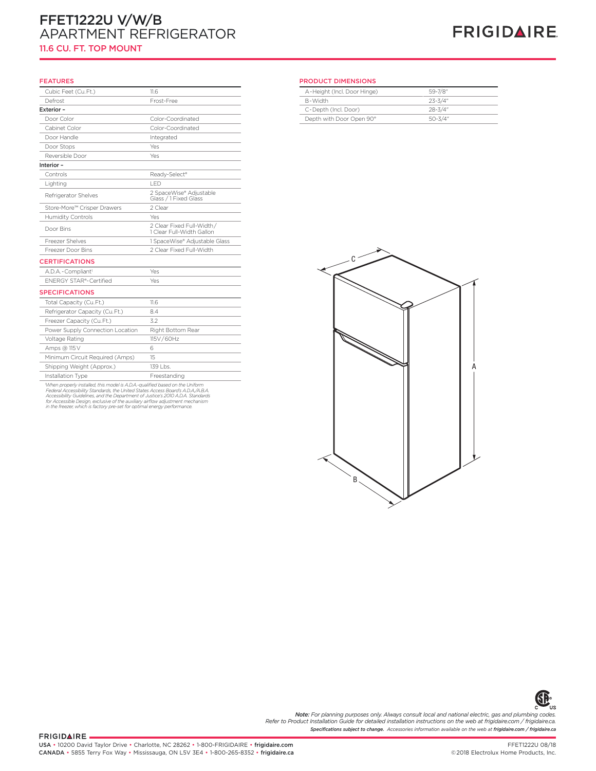# FFET1222U V/W/B
# APARTMENT REFRIGERATOR
## 11.6 CU. FT. TOP MOUNT

FRIGIDAIRE

### FEATURES

| | |
|---|---|
| Cubic Feet (Cu.Ft.) | 11.6 |
| Defrost | Frost-Free |
| **Exterior –** | |
| Door Color | Color-Coordinated |
| Cabinet Color | Color-Coordinated |
| Door Handle | Integrated |
| Door Stops | Yes |
| Reversible Door | Yes |
| **Interior –** | |
| Controls | Ready-Select® |
| Lighting | LED |
| Refrigerator Shelves | 2 SpaceWise® Adjustable Glass / 1 Fixed Glass |
| Store-More™ Crisper Drawers | 2 Clear |
| Humidity Controls | Yes |
| Door Bins | 2 Clear Fixed Full-Width / 1 Clear Full-Width Gallon |
| Freezer Shelves | 1 SpaceWise® Adjustable Glass |
| Freezer Door Bins | 2 Clear Fixed Full-Width |

### CERTIFICATIONS

| | |
|---|---|
| A.D.A.-Compliant[1] | Yes |
| ENERGY STAR®-Certified | Yes |

### SPECIFICATIONS

| | |
|---|---|
| Total Capacity (Cu.Ft.) | 11.6 |
| Refrigerator Capacity (Cu.Ft.) | 8.4 |
| Freezer Capacity (Cu.Ft.) | 3.2 |
| Power Supply Connection Location | Right Bottom Rear |
| Voltage Rating | 115V/60Hz |
| Amps @ 115V | 6 |
| Minimum Circuit Required (Amps) | 15 |
| Shipping Weight (Approx.) | 139 Lbs. |
| Installation Type | Freestanding |

*[1]When properly installed, this model is A.D.A.-qualified based on the Uniform Federal Accessibility Standards, the United States Access Board's A.D.A./A.B.A. Accessibility Guidelines, and the Department of Justice's 2010 A.D.A. Standards for Accessible Design, exclusive of the auxiliary airflow adjustment mechanism in the freezer, which is factory pre-set for optimal energy performance.*

### PRODUCT DIMENSIONS

| | |
|---|---|
| A-Height (Incl. Door Hinge) | 59-7/8" |
| B-Width | 23-3/4" |
| C-Depth (Incl. Door) | 28-3/4" |
| Depth with Door Open 90° | 50-3/4" |

*Note: For planning purposes only. Always consult local and national electric, gas and plumbing codes. Refer to Product Installation Guide for detailed installation instructions on the web at frigidaire.com / frigidaire.ca.*

***Specifications subject to change.*** *Accessories information available on the web at* ***frigidaire.com / frigidaire.ca***

FRIGIDAIRE

USA • 10200 David Taylor Drive • Charlotte, NC 28262 • 1-800-FRIGIDAIRE • frigidaire.com
CANADA • 5855 Terry Fox Way • Mississauga, ON L5V 3E4 • 1-800-265-8352 • frigidaire.ca

FFET1222U 08/18
©2018 Electrolux Home Products, Inc.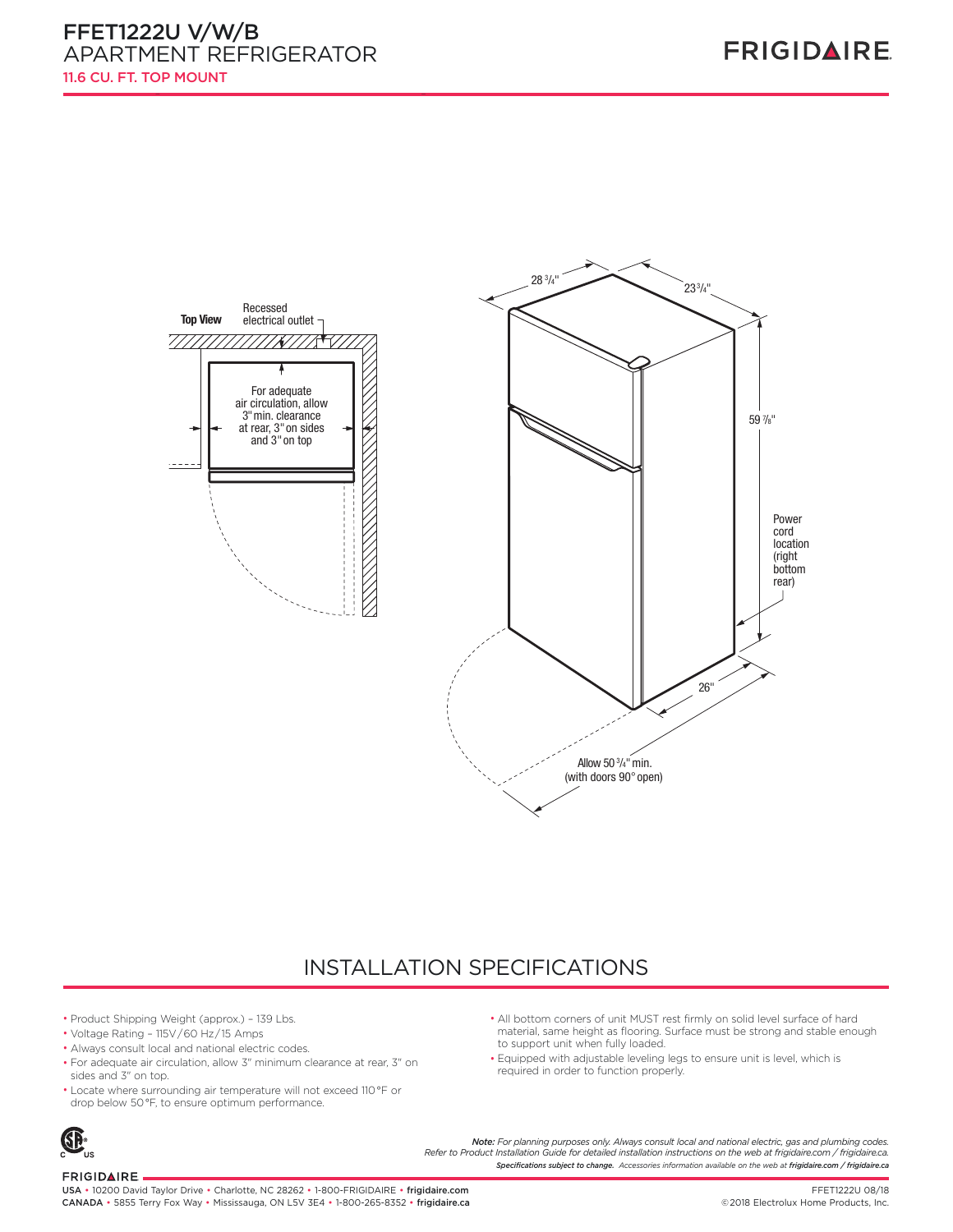# FFET1222U V/W/B
## APARTMENT REFRIGERATOR
### 11.6 CU. FT. TOP MOUNT

FRIGIDAIRE

Top View

Recessed electrical outlet

For adequate air circulation, allow 3" min. clearance at rear, 3" on sides and 3" on top

28 3/4"

23 3/4"

59 7/8"

Power cord location (right bottom rear)

26"

Allow 50 3/4" min. (with doors 90° open)

## INSTALLATION SPECIFICATIONS

- Product Shipping Weight (approx.) – 139 Lbs.
- Voltage Rating – 115V/60 Hz/15 Amps
- Always consult local and national electric codes.
- For adequate air circulation, allow 3" minimum clearance at rear, 3" on sides and 3" on top.
- Locate where surrounding air temperature will not exceed 110°F or drop below 50°F, to ensure optimum performance.
- All bottom corners of unit MUST rest firmly on solid level surface of hard material, same height as flooring. Surface must be strong and stable enough to support unit when fully loaded.
- Equipped with adjustable leveling legs to ensure unit is level, which is required in order to function properly.

*Note: For planning purposes only. Always consult local and national electric, gas and plumbing codes. Refer to Product Installation Guide for detailed installation instructions on the web at frigidaire.com / frigidaire.ca.*

***Specifications subject to change.** Accessories information available on the web at **frigidaire.com / frigidaire.ca***

FRIGIDAIRE

USA • 10200 David Taylor Drive • Charlotte, NC 28262 • 1-800-FRIGIDAIRE • **frigidaire.com**

CANADA • 5855 Terry Fox Way • Mississauga, ON L5V 3E4 • 1-800-265-8352 • **frigidaire.ca**

FFET1222U 08/18

©2018 Electrolux Home Products, Inc.